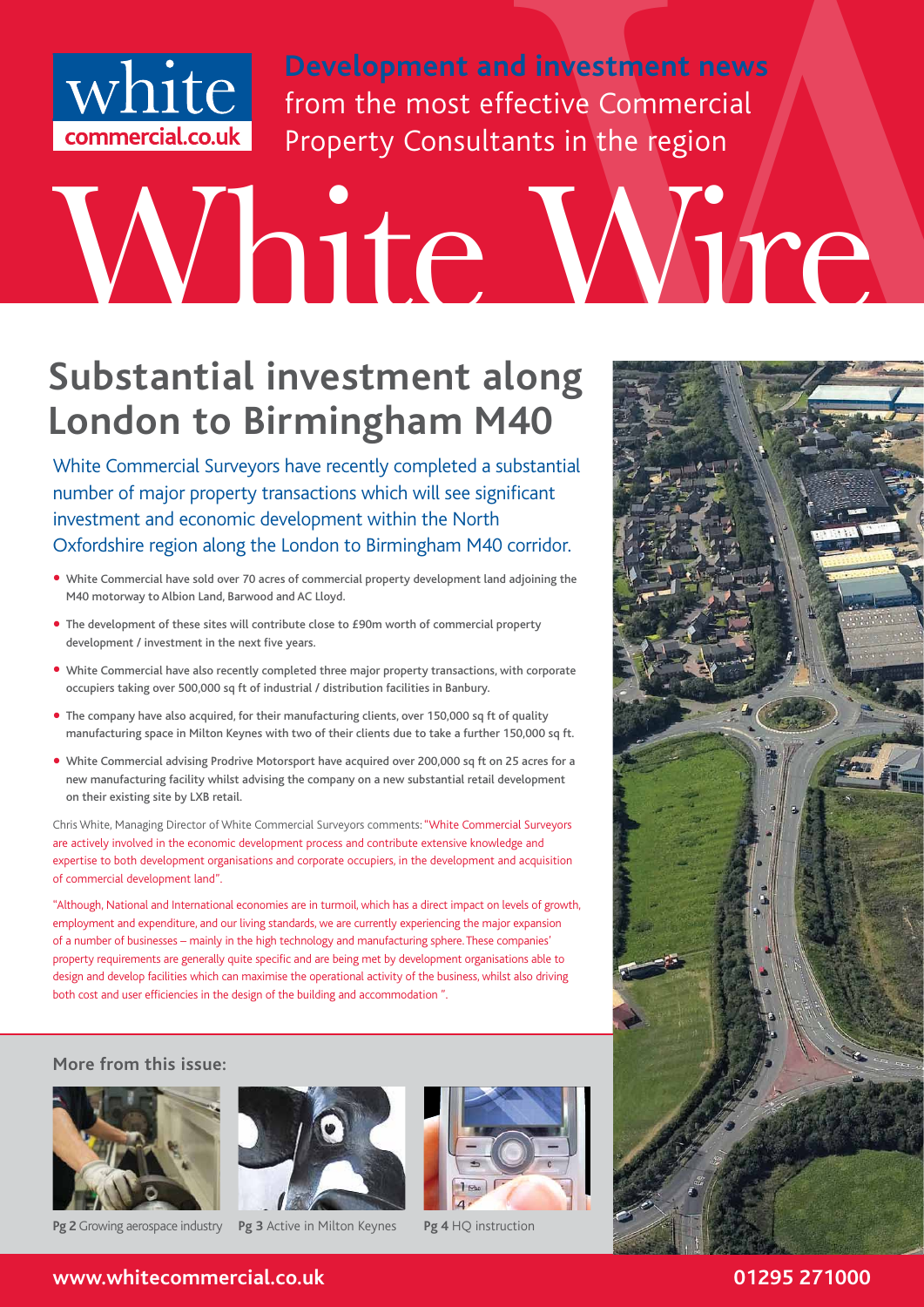white
commercial.co.uk

**Development and investment news** from the most effective Commercial Property Consultants in the region

# White Wire

## Substantial investment along London to Birmingham M40

White Commercial Surveyors have recently completed a substantial number of major property transactions which will see significant investment and economic development within the North Oxfordshire region along the London to Birmingham M40 corridor.

- White Commercial have sold over 70 acres of commercial property development land adjoining the M40 motorway to Albion Land, Barwood and AC Lloyd.
- The development of these sites will contribute close to £90m worth of commercial property development / investment in the next five years.
- White Commercial have also recently completed three major property transactions, with corporate occupiers taking over 500,000 sq ft of industrial / distribution facilities in Banbury.
- The company have also acquired, for their manufacturing clients, over 150,000 sq ft of quality manufacturing space in Milton Keynes with two of their clients due to take a further 150,000 sq ft.
- White Commercial advising Prodrive Motorsport have acquired over 200,000 sq ft on 25 acres for a new manufacturing facility whilst advising the company on a new substantial retail development on their existing site by LXB retail.

Chris White, Managing Director of White Commercial Surveyors comments: "White Commercial Surveyors are actively involved in the economic development process and contribute extensive knowledge and expertise to both development organisations and corporate occupiers, in the development and acquisition of commercial development land".

"Although, National and International economies are in turmoil, which has a direct impact on levels of growth, employment and expenditure, and our living standards, we are currently experiencing the major expansion of a number of businesses – mainly in the high technology and manufacturing sphere. These companies' property requirements are generally quite specific and are being met by development organisations able to design and develop facilities which can maximise the operational activity of the business, whilst also driving both cost and user efficiencies in the design of the building and accommodation ".

**More from this issue:**

**Pg 2** Growing aerospace industry

**Pg 3** Active in Milton Keynes

**Pg 4** HQ instruction

**www.whitecommercial.co.uk** **01295 271000**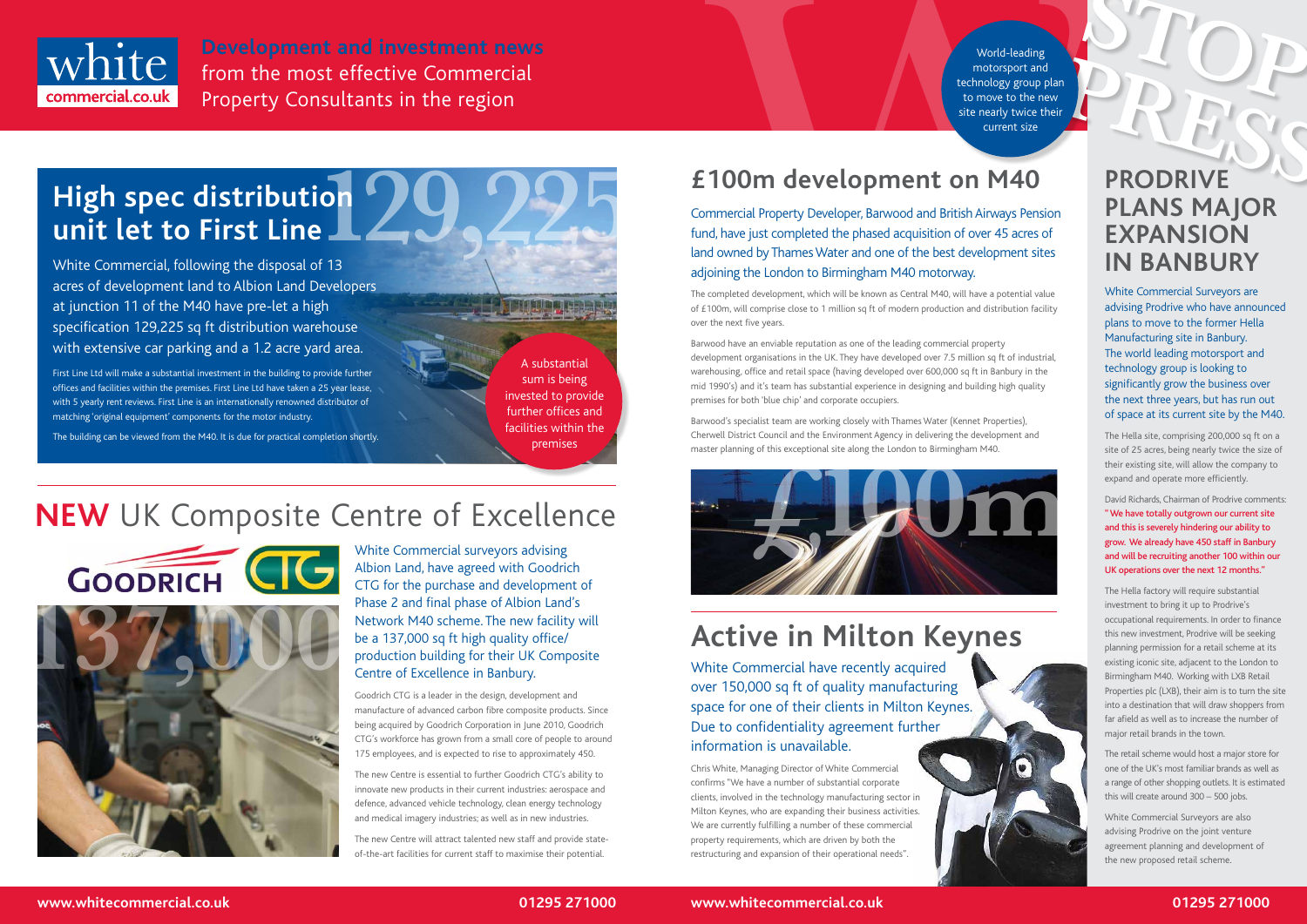**Development and investment news** from the most effective Commercial Property Consultants in the region

## High spec distribution unit let to First Line

White Commercial, following the disposal of 13 acres of development land to Albion Land Developers at junction 11 of the M40 have pre-let a high specification 129,225 sq ft distribution warehouse with extensive car parking and a 1.2 acre yard area.

First Line Ltd will make a substantial investment in the building to provide further offices and facilities within the premises. First Line Ltd have taken a 25 year lease, with 5 yearly rent reviews. First Line is an internationally renowned distributor of matching 'original equipment' components for the motor industry.

The building can be viewed from the M40. It is due for practical completion shortly.

A substantial sum is being invested to provide further offices and facilities within the premises

## NEW UK Composite Centre of Excellence

White Commercial surveyors advising Albion Land, have agreed with Goodrich CTG for the purchase and development of Phase 2 and final phase of Albion Land's Network M40 scheme. The new facility will be a 137,000 sq ft high quality office/production building for their UK Composite Centre of Excellence in Banbury.

Goodrich CTG is a leader in the design, development and manufacture of advanced carbon fibre composite products. Since being acquired by Goodrich Corporation in June 2010, Goodrich CTG's workforce has grown from a small core of people to around 175 employees, and is expected to rise to approximately 450.

The new Centre is essential to further Goodrich CTG's ability to innovate new products in their current industries: aerospace and defence, advanced vehicle technology, clean energy technology and medical imagery industries; as well as in new industries.

The new Centre will attract talented new staff and provide state-of-the-art facilities for current staff to maximise their potential.

## £100m development on M40

Commercial Property Developer, Barwood and British Airways Pension fund, have just completed the phased acquisition of over 45 acres of land owned by Thames Water and one of the best development sites adjoining the London to Birmingham M40 motorway.

The completed development, which will be known as Central M40, will have a potential value of £100m, will comprise close to 1 million sq ft of modern production and distribution facility over the next five years.

Barwood have an enviable reputation as one of the leading commercial property development organisations in the UK. They have developed over 7.5 million sq ft of industrial, warehousing, office and retail space (having developed over 600,000 sq ft in Banbury in the mid 1990's) and it's team has substantial experience in designing and building high quality premises for both 'blue chip' and corporate occupiers.

Barwood's specialist team are working closely with Thames Water (Kennet Properties), Cherwell District Council and the Environment Agency in delivering the development and master planning of this exceptional site along the London to Birmingham M40.

## Active in Milton Keynes

White Commercial have recently acquired over 150,000 sq ft of quality manufacturing space for one of their clients in Milton Keynes. Due to confidentiality agreement further information is unavailable.

Chris White, Managing Director of White Commercial confirms "We have a number of substantial corporate clients, involved in the technology manufacturing sector in Milton Keynes, who are expanding their business activities. We are currently fulfilling a number of these commercial property requirements, which are driven by both the restructuring and expansion of their operational needs".

World-leading motorsport and technology group plan to move to the new site nearly twice their current size

## PRODRIVE PLANS MAJOR EXPANSION IN BANBURY

White Commercial Surveyors are advising Prodrive who have announced plans to move to the former Hella Manufacturing site in Banbury. The world leading motorsport and technology group is looking to significantly grow the business over the next three years, but has run out of space at its current site by the M40.

The Hella site, comprising 200,000 sq ft on a site of 25 acres, being nearly twice the size of their existing site, will allow the company to expand and operate more efficiently.

David Richards, Chairman of Prodrive comments: **"We have totally outgrown our current site and this is severely hindering our ability to grow. We already have 450 staff in Banbury and will be recruiting another 100 within our UK operations over the next 12 months."**

The Hella factory will require substantial investment to bring it up to Prodrive's occupational requirements. In order to finance this new investment, Prodrive will be seeking planning permission for a retail scheme at its existing iconic site, adjacent to the London to Birmingham M40. Working with LXB Retail Properties plc (LXB), their aim is to turn the site into a destination that will draw shoppers from far afield as well as to increase the number of major retail brands in the town.

The retail scheme would host a major store for one of the UK's most familiar brands as well as a range of other shopping outlets. It is estimated this will create around 300 – 500 jobs.

White Commercial Surveyors are also advising Prodrive on the joint venture agreement planning and development of the new proposed retail scheme.

www.whitecommercial.co.uk 01295 271000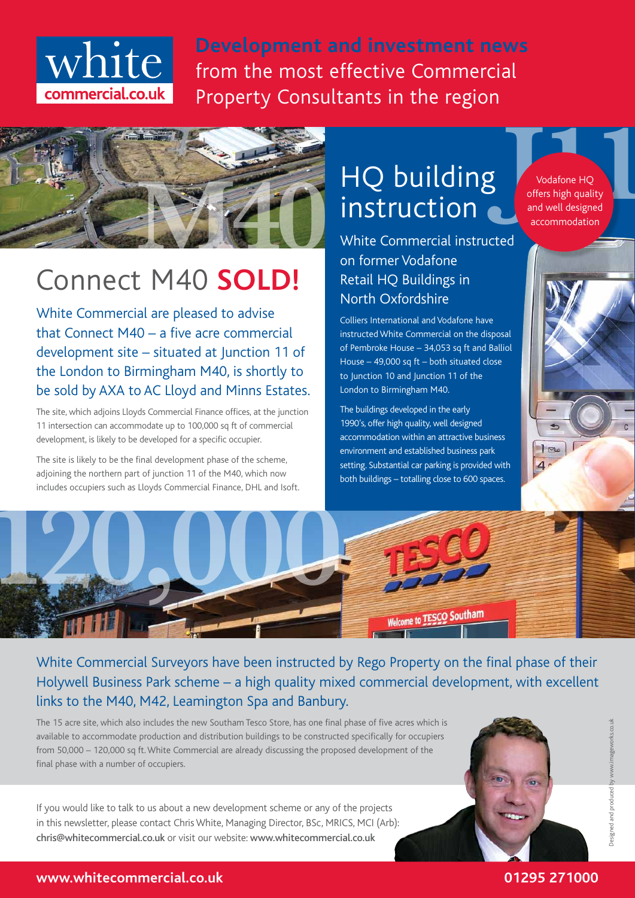white commercial.co.uk

**Development and investment news** from the most effective Commercial Property Consultants in the region

# Connect M40 **SOLD!**

White Commercial are pleased to advise that Connect M40 – a five acre commercial development site – situated at Junction 11 of the London to Birmingham M40, is shortly to be sold by AXA to AC Lloyd and Minns Estates.

The site, which adjoins Lloyds Commercial Finance offices, at the junction 11 intersection can accommodate up to 100,000 sq ft of commercial development, is likely to be developed for a specific occupier.

The site is likely to be the final development phase of the scheme, adjoining the northern part of junction 11 of the M40, which now includes occupiers such as Lloyds Commercial Finance, DHL and Isoft.

# HQ building instruction

White Commercial instructed on former Vodafone Retail HQ Buildings in North Oxfordshire

Colliers International and Vodafone have instructed White Commercial on the disposal of Pembroke House – 34,053 sq ft and Balliol House – 49,000 sq ft – both situated close to Junction 10 and Junction 11 of the London to Birmingham M40.

The buildings developed in the early 1990's, offer high quality, well designed accommodation within an attractive business environment and established business park setting. Substantial car parking is provided with both buildings – totalling close to 600 spaces.

Vodafone HQ offers high quality and well designed accommodation

# 120,000

White Commercial Surveyors have been instructed by Rego Property on the final phase of their Holywell Business Park scheme – a high quality mixed commercial development, with excellent links to the M40, M42, Leamington Spa and Banbury.

The 15 acre site, which also includes the new Southam Tesco Store, has one final phase of five acres which is available to accommodate production and distribution buildings to be constructed specifically for occupiers from 50,000 – 120,000 sq ft. White Commercial are already discussing the proposed development of the final phase with a number of occupiers.

If you would like to talk to us about a new development scheme or any of the projects in this newsletter, please contact Chris White, Managing Director, BSc, MRICS, MCI (Arb): chris@whitecommercial.co.uk or visit our website: www.whitecommercial.co.uk

**www.whitecommercial.co.uk** **01295 271000**

Designed and produced by www.imageworks.co.uk